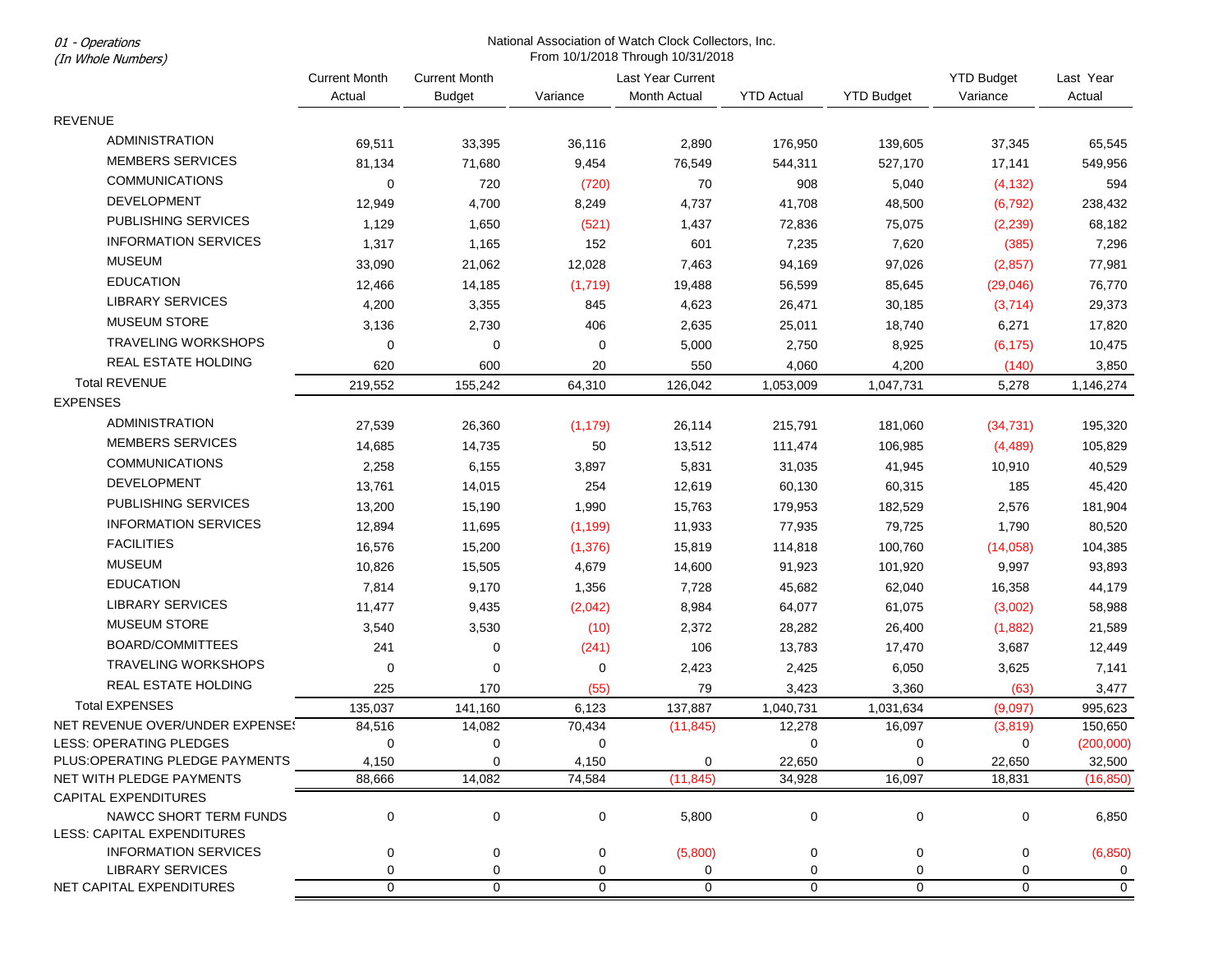*01 - Operations*
*(In Whole Numbers)*

National Association of Watch Clock Collectors, Inc.
From 10/1/2018 Through 10/31/2018

| | Current Month Actual | Current Month Budget | Variance | Last Year Current Month Actual | YTD Actual | YTD Budget | YTD Budget Variance | Last Year Actual |
|---|---|---|---|---|---|---|---|---|
| REVENUE | | | | | | | | |
| ADMINISTRATION | 69,511 | 33,395 | 36,116 | 2,890 | 176,950 | 139,605 | 37,345 | 65,545 |
| MEMBERS SERVICES | 81,134 | 71,680 | 9,454 | 76,549 | 544,311 | 527,170 | 17,141 | 549,956 |
| COMMUNICATIONS | 0 | 720 | (720) | 70 | 908 | 5,040 | (4,132) | 594 |
| DEVELOPMENT | 12,949 | 4,700 | 8,249 | 4,737 | 41,708 | 48,500 | (6,792) | 238,432 |
| PUBLISHING SERVICES | 1,129 | 1,650 | (521) | 1,437 | 72,836 | 75,075 | (2,239) | 68,182 |
| INFORMATION SERVICES | 1,317 | 1,165 | 152 | 601 | 7,235 | 7,620 | (385) | 7,296 |
| MUSEUM | 33,090 | 21,062 | 12,028 | 7,463 | 94,169 | 97,026 | (2,857) | 77,981 |
| EDUCATION | 12,466 | 14,185 | (1,719) | 19,488 | 56,599 | 85,645 | (29,046) | 76,770 |
| LIBRARY SERVICES | 4,200 | 3,355 | 845 | 4,623 | 26,471 | 30,185 | (3,714) | 29,373 |
| MUSEUM STORE | 3,136 | 2,730 | 406 | 2,635 | 25,011 | 18,740 | 6,271 | 17,820 |
| TRAVELING WORKSHOPS | 0 | 0 | 0 | 5,000 | 2,750 | 8,925 | (6,175) | 10,475 |
| REAL ESTATE HOLDING | 620 | 600 | 20 | 550 | 4,060 | 4,200 | (140) | 3,850 |
| Total REVENUE | 219,552 | 155,242 | 64,310 | 126,042 | 1,053,009 | 1,047,731 | 5,278 | 1,146,274 |
| EXPENSES | | | | | | | | |
| ADMINISTRATION | 27,539 | 26,360 | (1,179) | 26,114 | 215,791 | 181,060 | (34,731) | 195,320 |
| MEMBERS SERVICES | 14,685 | 14,735 | 50 | 13,512 | 111,474 | 106,985 | (4,489) | 105,829 |
| COMMUNICATIONS | 2,258 | 6,155 | 3,897 | 5,831 | 31,035 | 41,945 | 10,910 | 40,529 |
| DEVELOPMENT | 13,761 | 14,015 | 254 | 12,619 | 60,130 | 60,315 | 185 | 45,420 |
| PUBLISHING SERVICES | 13,200 | 15,190 | 1,990 | 15,763 | 179,953 | 182,529 | 2,576 | 181,904 |
| INFORMATION SERVICES | 12,894 | 11,695 | (1,199) | 11,933 | 77,935 | 79,725 | 1,790 | 80,520 |
| FACILITIES | 16,576 | 15,200 | (1,376) | 15,819 | 114,818 | 100,760 | (14,058) | 104,385 |
| MUSEUM | 10,826 | 15,505 | 4,679 | 14,600 | 91,923 | 101,920 | 9,997 | 93,893 |
| EDUCATION | 7,814 | 9,170 | 1,356 | 7,728 | 45,682 | 62,040 | 16,358 | 44,179 |
| LIBRARY SERVICES | 11,477 | 9,435 | (2,042) | 8,984 | 64,077 | 61,075 | (3,002) | 58,988 |
| MUSEUM STORE | 3,540 | 3,530 | (10) | 2,372 | 28,282 | 26,400 | (1,882) | 21,589 |
| BOARD/COMMITTEES | 241 | 0 | (241) | 106 | 13,783 | 17,470 | 3,687 | 12,449 |
| TRAVELING WORKSHOPS | 0 | 0 | 0 | 2,423 | 2,425 | 6,050 | 3,625 | 7,141 |
| REAL ESTATE HOLDING | 225 | 170 | (55) | 79 | 3,423 | 3,360 | (63) | 3,477 |
| Total EXPENSES | 135,037 | 141,160 | 6,123 | 137,887 | 1,040,731 | 1,031,634 | (9,097) | 995,623 |
| NET REVENUE OVER/UNDER EXPENSES | 84,516 | 14,082 | 70,434 | (11,845) | 12,278 | 16,097 | (3,819) | 150,650 |
| LESS: OPERATING PLEDGES | 0 | 0 | 0 | | 0 | 0 | 0 | (200,000) |
| PLUS:OPERATING PLEDGE PAYMENTS | 4,150 | 0 | 4,150 | 0 | 22,650 | 0 | 22,650 | 32,500 |
| NET WITH PLEDGE PAYMENTS | 88,666 | 14,082 | 74,584 | (11,845) | 34,928 | 16,097 | 18,831 | (16,850) |
| CAPITAL EXPENDITURES | | | | | | | | |
| NAWCC SHORT TERM FUNDS | 0 | 0 | 0 | 5,800 | 0 | 0 | 0 | 6,850 |
| LESS: CAPITAL EXPENDITURES | | | | | | | | |
| INFORMATION SERVICES | 0 | 0 | 0 | (5,800) | 0 | 0 | 0 | (6,850) |
| LIBRARY SERVICES | 0 | 0 | 0 | 0 | 0 | 0 | 0 | 0 |
| NET CAPITAL EXPENDITURES | 0 | 0 | 0 | 0 | 0 | 0 | 0 | 0 |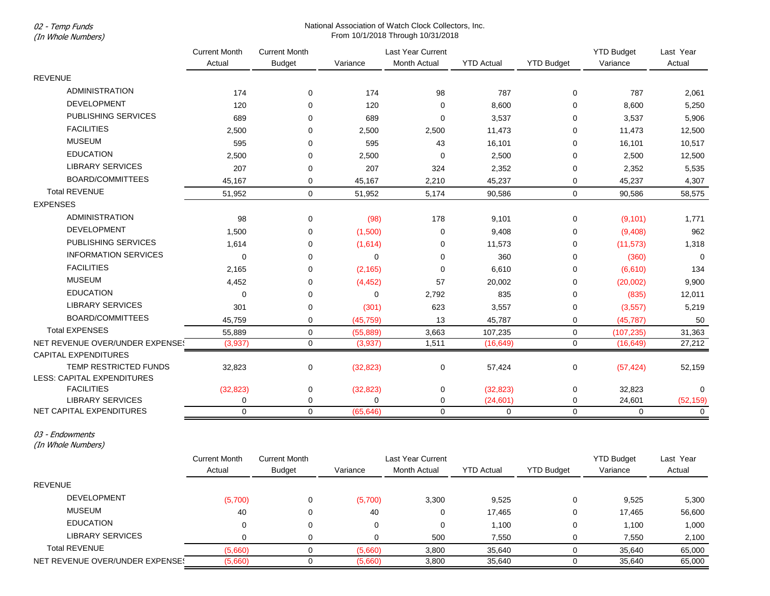*02 - Temp Funds*
*(In Whole Numbers)*

National Association of Watch Clock Collectors, Inc.
From 10/1/2018 Through 10/31/2018

| | Current Month Actual | Current Month Budget | Variance | Last Year Current Month Actual | YTD Actual | YTD Budget | YTD Budget Variance | Last Year Actual |
|---|---|---|---|---|---|---|---|---|
| REVENUE | | | | | | | | |
| ADMINISTRATION | 174 | 0 | 174 | 98 | 787 | 0 | 787 | 2,061 |
| DEVELOPMENT | 120 | 0 | 120 | 0 | 8,600 | 0 | 8,600 | 5,250 |
| PUBLISHING SERVICES | 689 | 0 | 689 | 0 | 3,537 | 0 | 3,537 | 5,906 |
| FACILITIES | 2,500 | 0 | 2,500 | 2,500 | 11,473 | 0 | 11,473 | 12,500 |
| MUSEUM | 595 | 0 | 595 | 43 | 16,101 | 0 | 16,101 | 10,517 |
| EDUCATION | 2,500 | 0 | 2,500 | 0 | 2,500 | 0 | 2,500 | 12,500 |
| LIBRARY SERVICES | 207 | 0 | 207 | 324 | 2,352 | 0 | 2,352 | 5,535 |
| BOARD/COMMITTEES | 45,167 | 0 | 45,167 | 2,210 | 45,237 | 0 | 45,237 | 4,307 |
| Total REVENUE | 51,952 | 0 | 51,952 | 5,174 | 90,586 | 0 | 90,586 | 58,575 |
| EXPENSES | | | | | | | | |
| ADMINISTRATION | 98 | 0 | (98) | 178 | 9,101 | 0 | (9,101) | 1,771 |
| DEVELOPMENT | 1,500 | 0 | (1,500) | 0 | 9,408 | 0 | (9,408) | 962 |
| PUBLISHING SERVICES | 1,614 | 0 | (1,614) | 0 | 11,573 | 0 | (11,573) | 1,318 |
| INFORMATION SERVICES | 0 | 0 | 0 | 0 | 360 | 0 | (360) | 0 |
| FACILITIES | 2,165 | 0 | (2,165) | 0 | 6,610 | 0 | (6,610) | 134 |
| MUSEUM | 4,452 | 0 | (4,452) | 57 | 20,002 | 0 | (20,002) | 9,900 |
| EDUCATION | 0 | 0 | 0 | 2,792 | 835 | 0 | (835) | 12,011 |
| LIBRARY SERVICES | 301 | 0 | (301) | 623 | 3,557 | 0 | (3,557) | 5,219 |
| BOARD/COMMITTEES | 45,759 | 0 | (45,759) | 13 | 45,787 | 0 | (45,787) | 50 |
| Total EXPENSES | 55,889 | 0 | (55,889) | 3,663 | 107,235 | 0 | (107,235) | 31,363 |
| NET REVENUE OVER/UNDER EXPENSES | (3,937) | 0 | (3,937) | 1,511 | (16,649) | 0 | (16,649) | 27,212 |
| CAPITAL EXPENDITURES | | | | | | | | |
| TEMP RESTRICTED FUNDS | 32,823 | 0 | (32,823) | 0 | 57,424 | 0 | (57,424) | 52,159 |
| LESS: CAPITAL EXPENDITURES | | | | | | | | |
| FACILITIES | (32,823) | 0 | (32,823) | 0 | (32,823) | 0 | 32,823 | 0 |
| LIBRARY SERVICES | 0 | 0 | 0 | 0 | (24,601) | 0 | 24,601 | (52,159) |
| NET CAPITAL EXPENDITURES | 0 | 0 | (65,646) | 0 | 0 | 0 | 0 | 0 |

*03 - Endowments*
*(In Whole Numbers)*

| | Current Month Actual | Current Month Budget | Variance | Last Year Current Month Actual | YTD Actual | YTD Budget | YTD Budget Variance | Last Year Actual |
|---|---|---|---|---|---|---|---|---|
| REVENUE | | | | | | | | |
| DEVELOPMENT | (5,700) | 0 | (5,700) | 3,300 | 9,525 | 0 | 9,525 | 5,300 |
| MUSEUM | 40 | 0 | 40 | 0 | 17,465 | 0 | 17,465 | 56,600 |
| EDUCATION | 0 | 0 | 0 | 0 | 1,100 | 0 | 1,100 | 1,000 |
| LIBRARY SERVICES | 0 | 0 | 0 | 500 | 7,550 | 0 | 7,550 | 2,100 |
| Total REVENUE | (5,660) | 0 | (5,660) | 3,800 | 35,640 | 0 | 35,640 | 65,000 |
| NET REVENUE OVER/UNDER EXPENSES | (5,660) | 0 | (5,660) | 3,800 | 35,640 | 0 | 35,640 | 65,000 |